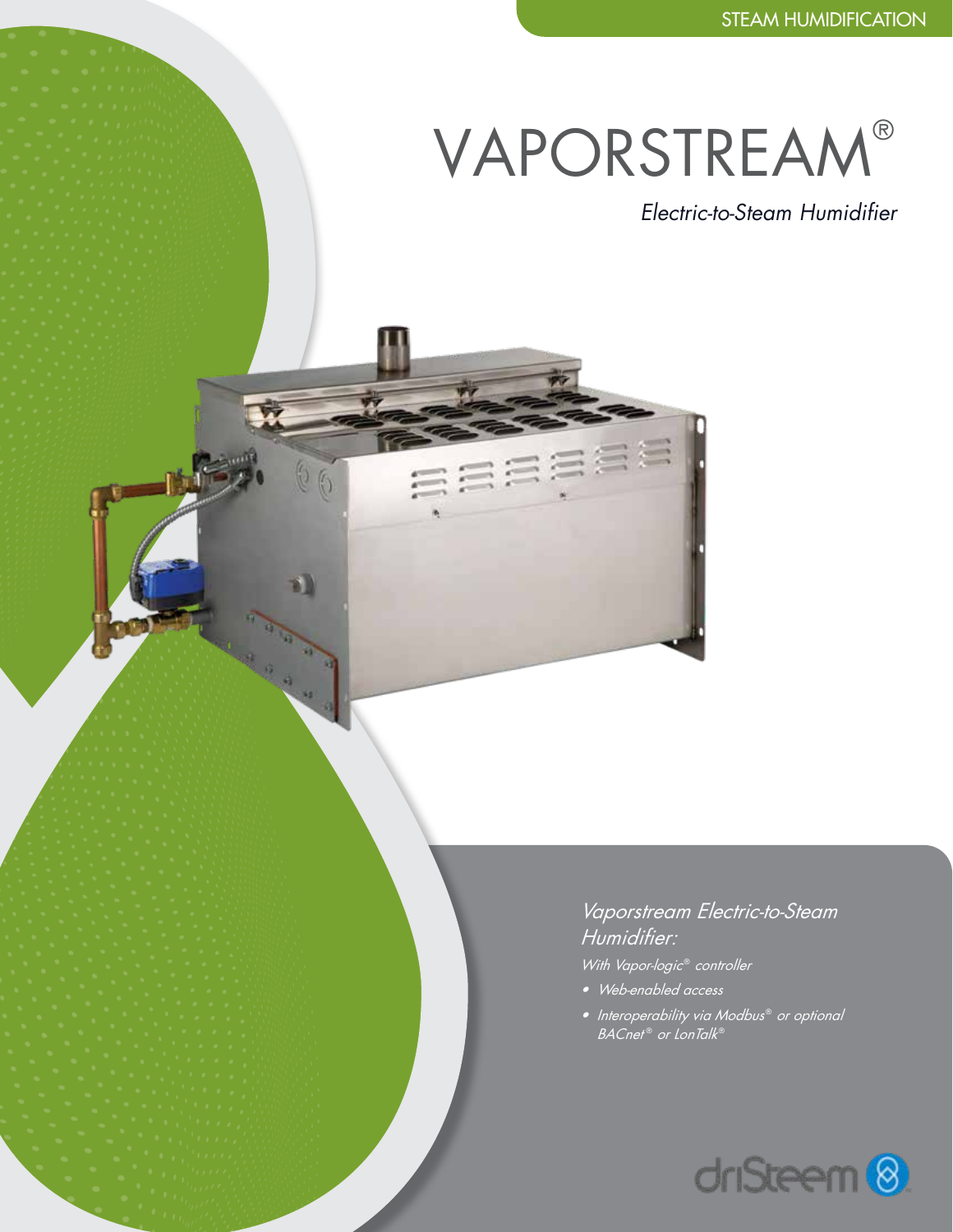STEAM HUMIDIFICATION

# VAPORSTREAM®

*Electric-to-Steam Humidifier*

*Vaporstream Electric-to-Steam Humidifier:*

*With Vapor-logic® controller*

- *Web-enabled access*
- *Interoperability via Modbus® or optional BACnet® or LonTalk®*

driSteem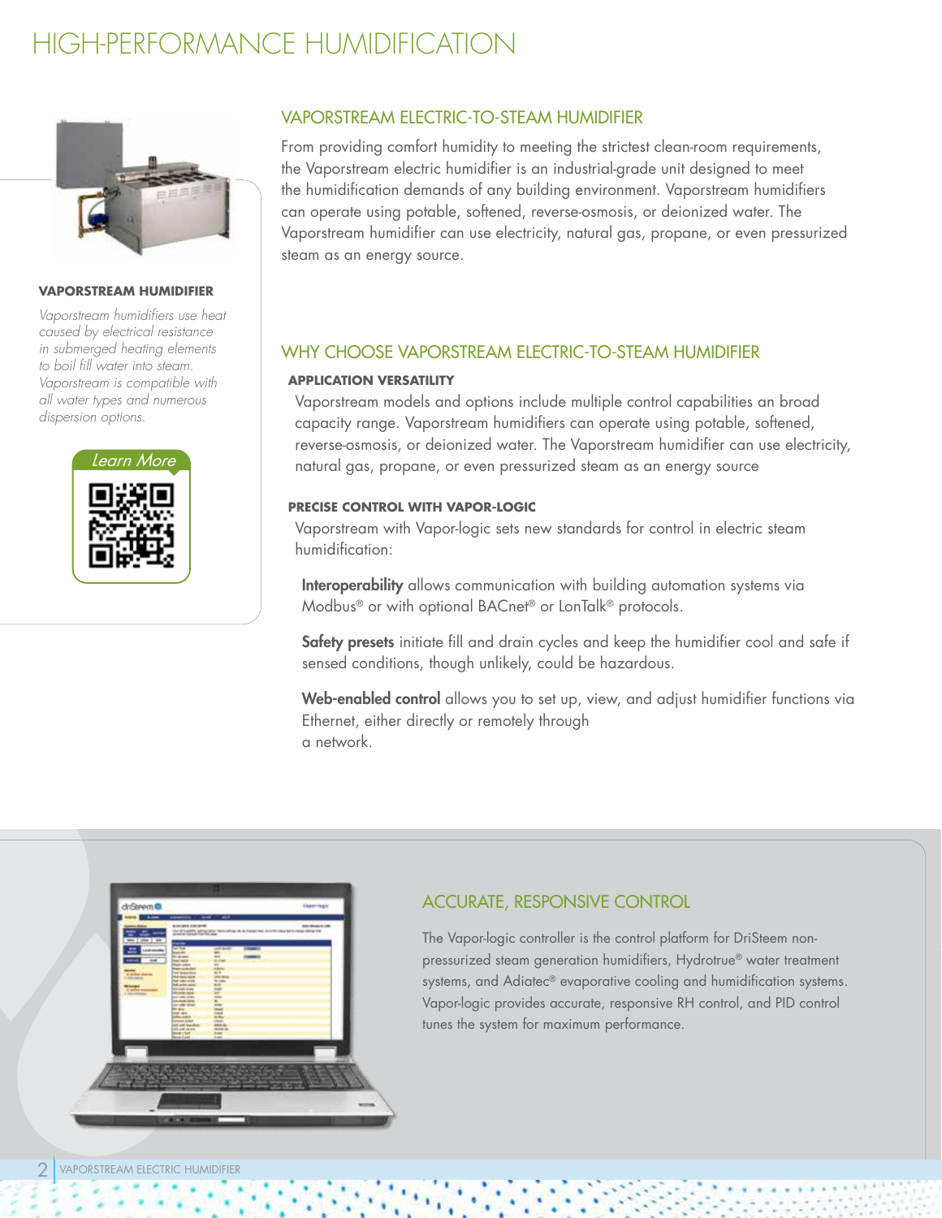# HIGH-PERFORMANCE HUMIDIFICATION

**VAPORSTREAM HUMIDIFIER**

*Vaporstream humidifiers use heat caused by electrical resistance in submerged heating elements to boil fill water into steam. Vaporstream is compatible with all water types and numerous dispersion options.*

Learn More

## VAPORSTREAM ELECTRIC-TO-STEAM HUMIDIFIER

From providing comfort humidity to meeting the strictest clean-room requirements, the Vaporstream electric humidifier is an industrial-grade unit designed to meet the humidification demands of any building environment. Vaporstream humidifiers can operate using potable, softened, reverse-osmosis, or deionized water. The Vaporstream humidifier can use electricity, natural gas, propane, or even pressurized steam as an energy source.

## WHY CHOOSE VAPORSTREAM ELECTRIC-TO-STEAM HUMIDIFIER

### APPLICATION VERSATILITY

Vaporstream models and options include multiple control capabilities an broad capacity range. Vaporstream humidifiers can operate using potable, softened, reverse-osmosis, or deionized water. The Vaporstream humidifier can use electricity, natural gas, propane, or even pressurized steam as an energy source

### PRECISE CONTROL WITH VAPOR-LOGIC

Vaporstream with Vapor-logic sets new standards for control in electric steam humidification:

**Interoperability** allows communication with building automation systems via Modbus® or with optional BACnet® or LonTalk® protocols.

**Safety presets** initiate fill and drain cycles and keep the humidifier cool and safe if sensed conditions, though unlikely, could be hazardous.

**Web-enabled control** allows you to set up, view, and adjust humidifier functions via Ethernet, either directly or remotely through a network.

## ACCURATE, RESPONSIVE CONTROL

The Vapor-logic controller is the control platform for DriSteem non-pressurized steam generation humidifiers, Hydrotrue® water treatment systems, and Adiatec® evaporative cooling and humidification systems. Vapor-logic provides accurate, responsive RH control, and PID control tunes the system for maximum performance.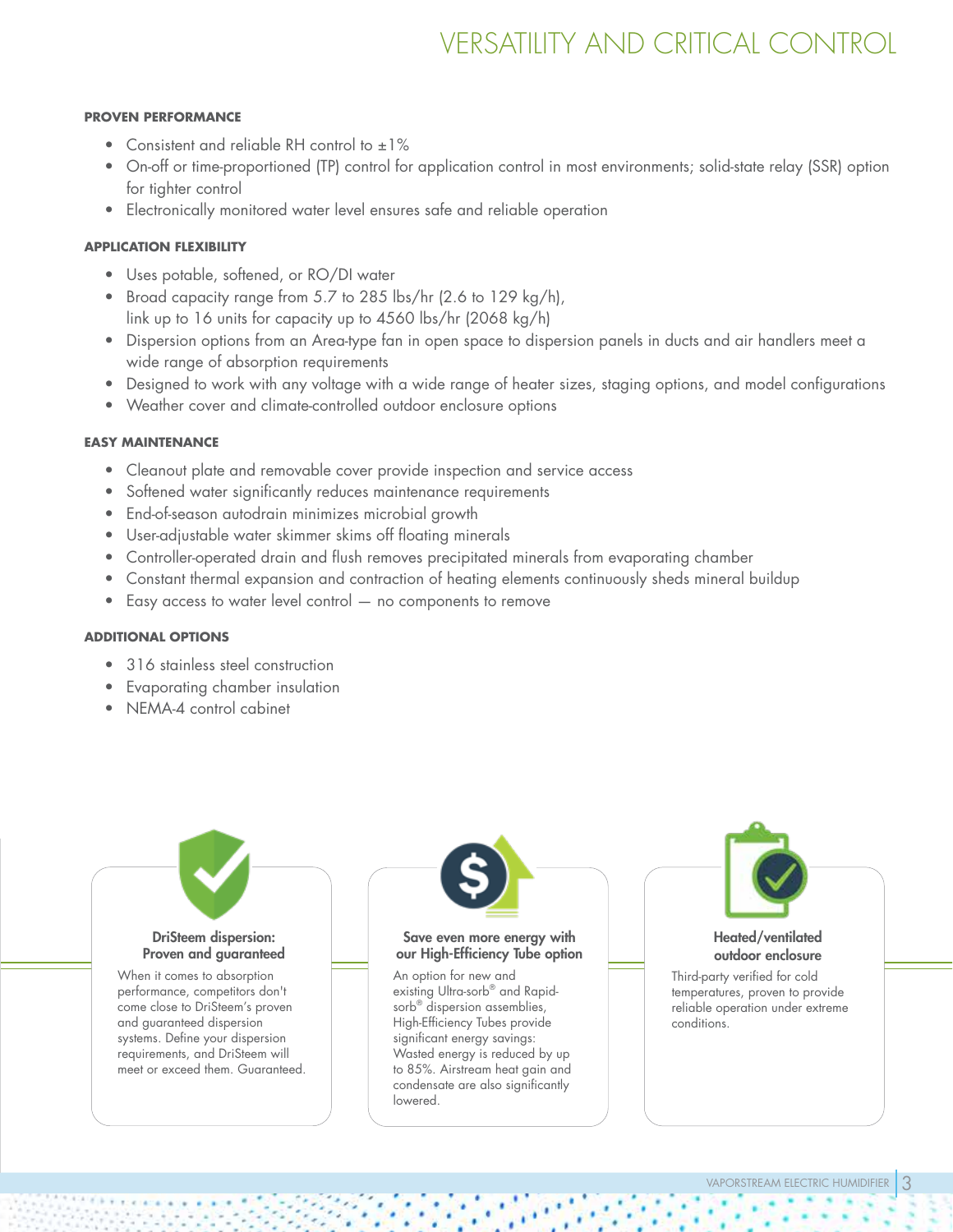# VERSATILITY AND CRITICAL CONTROL

### PROVEN PERFORMANCE

- Consistent and reliable RH control to ±1%
- On-off or time-proportioned (TP) control for application control in most environments; solid-state relay (SSR) option for tighter control
- Electronically monitored water level ensures safe and reliable operation

### APPLICATION FLEXIBILITY

- Uses potable, softened, or RO/DI water
- Broad capacity range from 5.7 to 285 lbs/hr (2.6 to 129 kg/h), link up to 16 units for capacity up to 4560 lbs/hr (2068 kg/h)
- Dispersion options from an Area-type fan in open space to dispersion panels in ducts and air handlers meet a wide range of absorption requirements
- Designed to work with any voltage with a wide range of heater sizes, staging options, and model configurations
- Weather cover and climate-controlled outdoor enclosure options

### EASY MAINTENANCE

- Cleanout plate and removable cover provide inspection and service access
- Softened water significantly reduces maintenance requirements
- End-of-season autodrain minimizes microbial growth
- User-adjustable water skimmer skims off floating minerals
- Controller-operated drain and flush removes precipitated minerals from evaporating chamber
- Constant thermal expansion and contraction of heating elements continuously sheds mineral buildup
- Easy access to water level control — no components to remove

### ADDITIONAL OPTIONS

- 316 stainless steel construction
- Evaporating chamber insulation
- NEMA-4 control cabinet

**DriSteem dispersion: Proven and guaranteed**

When it comes to absorption performance, competitors don't come close to DriSteem's proven and guaranteed dispersion systems. Define your dispersion requirements, and DriSteem will meet or exceed them. Guaranteed.

**Save even more energy with our High-Efficiency Tube option**

An option for new and existing Ultra-sorb® and Rapid-sorb® dispersion assemblies, High-Efficiency Tubes provide significant energy savings: Wasted energy is reduced by up to 85%. Airstream heat gain and condensate are also significantly lowered.

**Heated/ventilated outdoor enclosure**

Third-party verified for cold temperatures, proven to provide reliable operation under extreme conditions.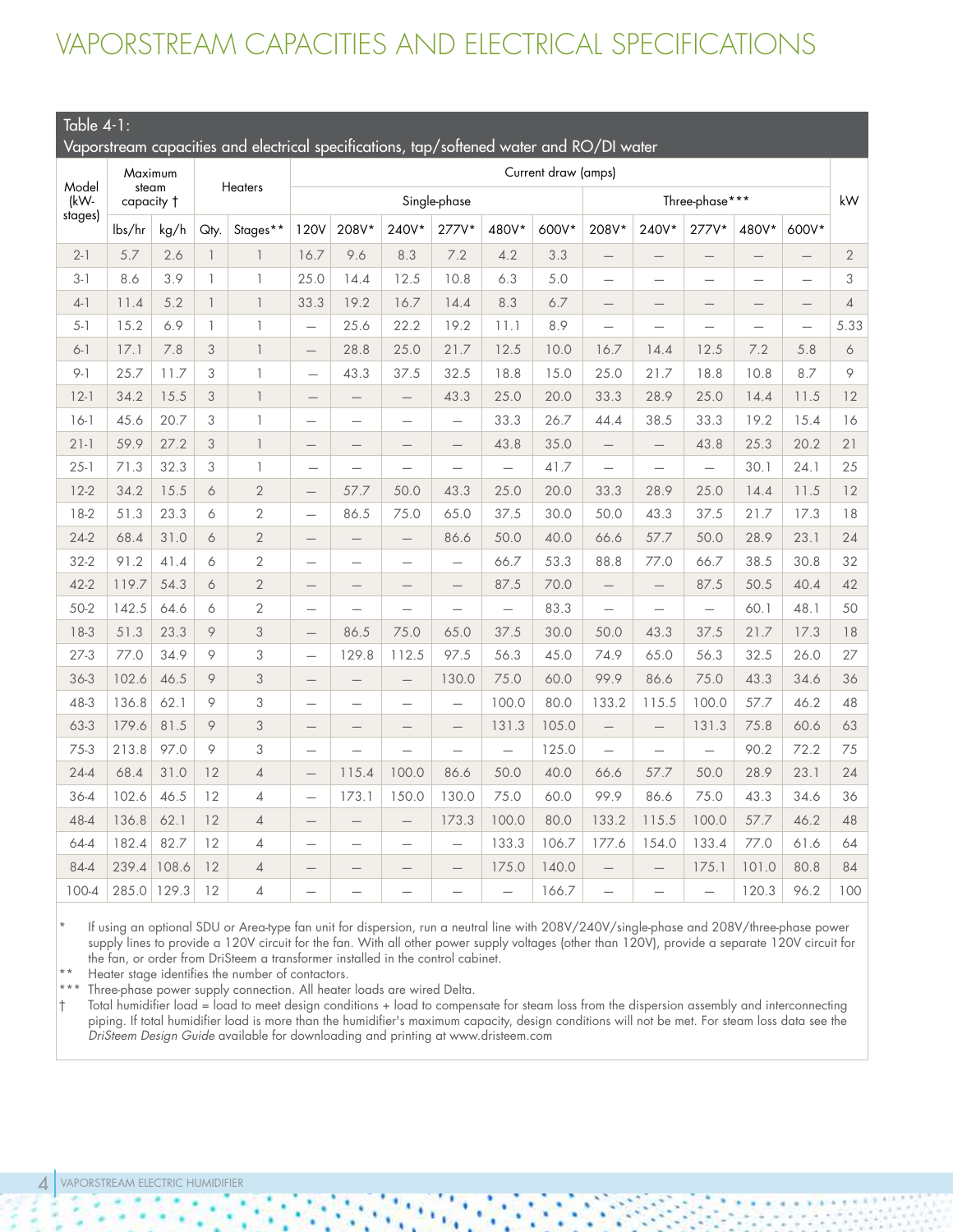# VAPORSTREAM CAPACITIES AND ELECTRICAL SPECIFICATIONS

Table 4-1:
Vaporstream capacities and electrical specifications, tap/softened water and RO/DI water

| Model (kW-stages) | Maximum steam capacity † | | Heaters | | Current draw (amps) | | | | | | | | | | | kW |
|---|---|---|---|---|---|---|---|---|---|---|---|---|---|---|---|---|
| | | | | | Single-phase | | | | | | Three-phase*** | | | | | |
| | lbs/hr | kg/h | Qty. | Stages** | 120V | 208V* | 240V* | 277V* | 480V* | 600V* | 208V* | 240V* | 277V* | 480V* | 600V* | |
| 2-1 | 5.7 | 2.6 | 1 | 1 | 16.7 | 9.6 | 8.3 | 7.2 | 4.2 | 3.3 | — | — | — | — | — | 2 |
| 3-1 | 8.6 | 3.9 | 1 | 1 | 25.0 | 14.4 | 12.5 | 10.8 | 6.3 | 5.0 | — | — | — | — | — | 3 |
| 4-1 | 11.4 | 5.2 | 1 | 1 | 33.3 | 19.2 | 16.7 | 14.4 | 8.3 | 6.7 | — | — | — | — | — | 4 |
| 5-1 | 15.2 | 6.9 | 1 | 1 | — | 25.6 | 22.2 | 19.2 | 11.1 | 8.9 | — | — | — | — | — | 5.33 |
| 6-1 | 17.1 | 7.8 | 3 | 1 | — | 28.8 | 25.0 | 21.7 | 12.5 | 10.0 | 16.7 | 14.4 | 12.5 | 7.2 | 5.8 | 6 |
| 9-1 | 25.7 | 11.7 | 3 | 1 | — | 43.3 | 37.5 | 32.5 | 18.8 | 15.0 | 25.0 | 21.7 | 18.8 | 10.8 | 8.7 | 9 |
| 12-1 | 34.2 | 15.5 | 3 | 1 | — | — | — | 43.3 | 25.0 | 20.0 | 33.3 | 28.9 | 25.0 | 14.4 | 11.5 | 12 |
| 16-1 | 45.6 | 20.7 | 3 | 1 | — | — | — | — | 33.3 | 26.7 | 44.4 | 38.5 | 33.3 | 19.2 | 15.4 | 16 |
| 21-1 | 59.9 | 27.2 | 3 | 1 | — | — | — | — | 43.8 | 35.0 | — | — | 43.8 | 25.3 | 20.2 | 21 |
| 25-1 | 71.3 | 32.3 | 3 | 1 | — | — | — | — | — | 41.7 | — | — | — | 30.1 | 24.1 | 25 |
| 12-2 | 34.2 | 15.5 | 6 | 2 | — | 57.7 | 50.0 | 43.3 | 25.0 | 20.0 | 33.3 | 28.9 | 25.0 | 14.4 | 11.5 | 12 |
| 18-2 | 51.3 | 23.3 | 6 | 2 | — | 86.5 | 75.0 | 65.0 | 37.5 | 30.0 | 50.0 | 43.3 | 37.5 | 21.7 | 17.3 | 18 |
| 24-2 | 68.4 | 31.0 | 6 | 2 | — | — | — | 86.6 | 50.0 | 40.0 | 66.6 | 57.7 | 50.0 | 28.9 | 23.1 | 24 |
| 32-2 | 91.2 | 41.4 | 6 | 2 | — | — | — | — | 66.7 | 53.3 | 88.8 | 77.0 | 66.7 | 38.5 | 30.8 | 32 |
| 42-2 | 119.7 | 54.3 | 6 | 2 | — | — | — | — | 87.5 | 70.0 | — | — | 87.5 | 50.5 | 40.4 | 42 |
| 50-2 | 142.5 | 64.6 | 6 | 2 | — | — | — | — | — | 83.3 | — | — | — | 60.1 | 48.1 | 50 |
| 18-3 | 51.3 | 23.3 | 9 | 3 | — | 86.5 | 75.0 | 65.0 | 37.5 | 30.0 | 50.0 | 43.3 | 37.5 | 21.7 | 17.3 | 18 |
| 27-3 | 77.0 | 34.9 | 9 | 3 | — | 129.8 | 112.5 | 97.5 | 56.3 | 45.0 | 74.9 | 65.0 | 56.3 | 32.5 | 26.0 | 27 |
| 36-3 | 102.6 | 46.5 | 9 | 3 | — | — | — | 130.0 | 75.0 | 60.0 | 99.9 | 86.6 | 75.0 | 43.3 | 34.6 | 36 |
| 48-3 | 136.8 | 62.1 | 9 | 3 | — | — | — | — | 100.0 | 80.0 | 133.2 | 115.5 | 100.0 | 57.7 | 46.2 | 48 |
| 63-3 | 179.6 | 81.5 | 9 | 3 | — | — | — | — | 131.3 | 105.0 | — | — | 131.3 | 75.8 | 60.6 | 63 |
| 75-3 | 213.8 | 97.0 | 9 | 3 | — | — | — | — | — | 125.0 | — | — | — | 90.2 | 72.2 | 75 |
| 24-4 | 68.4 | 31.0 | 12 | 4 | — | 115.4 | 100.0 | 86.6 | 50.0 | 40.0 | 66.6 | 57.7 | 50.0 | 28.9 | 23.1 | 24 |
| 36-4 | 102.6 | 46.5 | 12 | 4 | — | 173.1 | 150.0 | 130.0 | 75.0 | 60.0 | 99.9 | 86.6 | 75.0 | 43.3 | 34.6 | 36 |
| 48-4 | 136.8 | 62.1 | 12 | 4 | — | — | — | 173.3 | 100.0 | 80.0 | 133.2 | 115.5 | 100.0 | 57.7 | 46.2 | 48 |
| 64-4 | 182.4 | 82.7 | 12 | 4 | — | — | — | — | 133.3 | 106.7 | 177.6 | 154.0 | 133.4 | 77.0 | 61.6 | 64 |
| 84-4 | 239.4 | 108.6 | 12 | 4 | — | — | — | — | 175.0 | 140.0 | — | — | 175.1 | 101.0 | 80.8 | 84 |
| 100-4 | 285.0 | 129.3 | 12 | 4 | — | — | — | — | — | 166.7 | — | — | — | 120.3 | 96.2 | 100 |

\* If using an optional SDU or Area-type fan unit for dispersion, run a neutral line with 208V/240V/single-phase and 208V/three-phase power supply lines to provide a 120V circuit for the fan. With all other power supply voltages (other than 120V), provide a separate 120V circuit for the fan, or order from DriSteem a transformer installed in the control cabinet.

\*\* Heater stage identifies the number of contactors.

\*\*\* Three-phase power supply connection. All heater loads are wired Delta.

† Total humidifier load = load to meet design conditions + load to compensate for steam loss from the dispersion assembly and interconnecting piping. If total humidifier load is more than the humidifier's maximum capacity, design conditions will not be met. For steam loss data see the *DriSteem Design Guide* available for downloading and printing at www.dristeem.com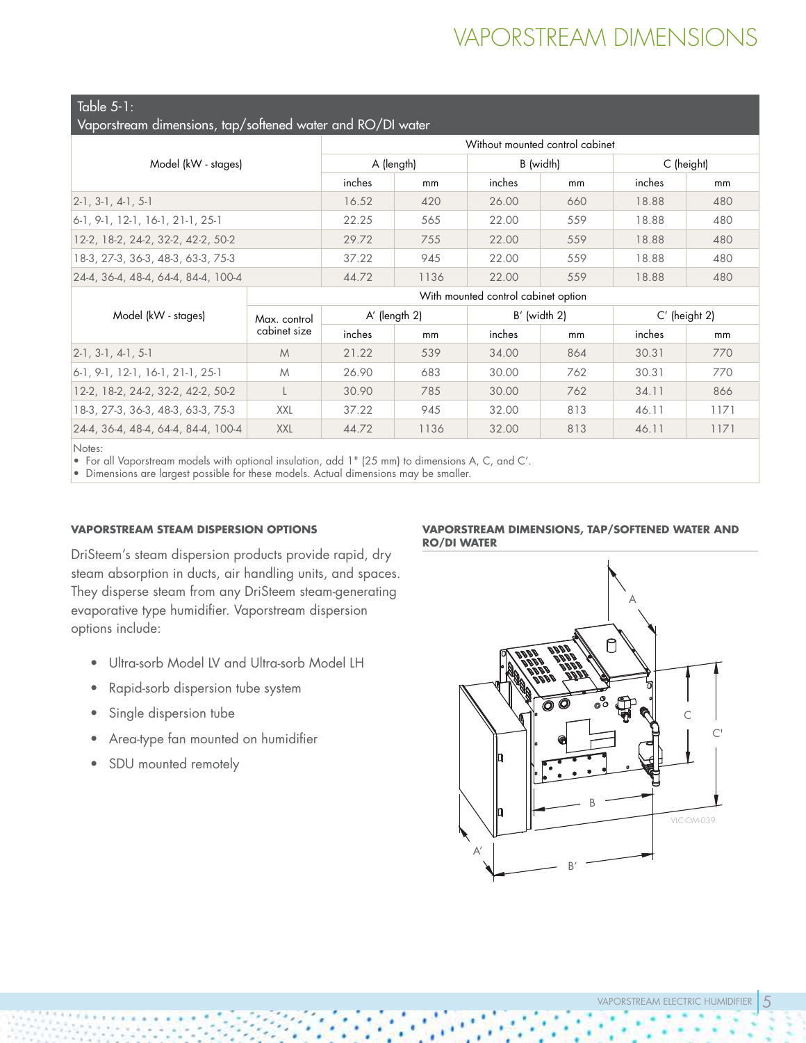# VAPORSTREAM DIMENSIONS

**Table 5-1:**
**Vaporstream dimensions, tap/softened water and RO/DI water**

| Model (kW - stages) | | Without mounted control cabinet | | | | | |
|---|---|---|---|---|---|---|---|
| | | A (length) | | B (width) | | C (height) | |
| | | inches | mm | inches | mm | inches | mm |
| 2-1, 3-1, 4-1, 5-1 | | 16.52 | 420 | 26.00 | 660 | 18.88 | 480 |
| 6-1, 9-1, 12-1, 16-1, 21-1, 25-1 | | 22.25 | 565 | 22.00 | 559 | 18.88 | 480 |
| 12-2, 18-2, 24-2, 32-2, 42-2, 50-2 | | 29.72 | 755 | 22.00 | 559 | 18.88 | 480 |
| 18-3, 27-3, 36-3, 48-3, 63-3, 75-3 | | 37.22 | 945 | 22.00 | 559 | 18.88 | 480 |
| 24-4, 36-4, 48-4, 64-4, 84-4, 100-4 | | 44.72 | 1136 | 22.00 | 559 | 18.88 | 480 |
| Model (kW - stages) | Max. control cabinet size | With mounted control cabinet option | | | | | |
| | | A′ (length 2) | | B′ (width 2) | | C′ (height 2) | |
| | | inches | mm | inches | mm | inches | mm |
| 2-1, 3-1, 4-1, 5-1 | M | 21.22 | 539 | 34.00 | 864 | 30.31 | 770 |
| 6-1, 9-1, 12-1, 16-1, 21-1, 25-1 | M | 26.90 | 683 | 30.00 | 762 | 30.31 | 770 |
| 12-2, 18-2, 24-2, 32-2, 42-2, 50-2 | L | 30.90 | 785 | 30.00 | 762 | 34.11 | 866 |
| 18-3, 27-3, 36-3, 48-3, 63-3, 75-3 | XXL | 37.22 | 945 | 32.00 | 813 | 46.11 | 1171 |
| 24-4, 36-4, 48-4, 64-4, 84-4, 100-4 | XXL | 44.72 | 1136 | 32.00 | 813 | 46.11 | 1171 |

Notes:
- For all Vaporstream models with optional insulation, add 1" (25 mm) to dimensions A, C, and C′.
- Dimensions are largest possible for these models. Actual dimensions may be smaller.

#### VAPORSTREAM STEAM DISPERSION OPTIONS

DriSteem's steam dispersion products provide rapid, dry steam absorption in ducts, air handling units, and spaces. They disperse steam from any DriSteem steam-generating evaporative type humidifier. Vaporstream dispersion options include:

- Ultra-sorb Model LV and Ultra-sorb Model LH
- Rapid-sorb dispersion tube system
- Single dispersion tube
- Area-type fan mounted on humidifier
- SDU mounted remotely

#### VAPORSTREAM DIMENSIONS, TAP/SOFTENED WATER AND RO/DI WATER

A, C, C′, B, A′, B′

VLC-OM-039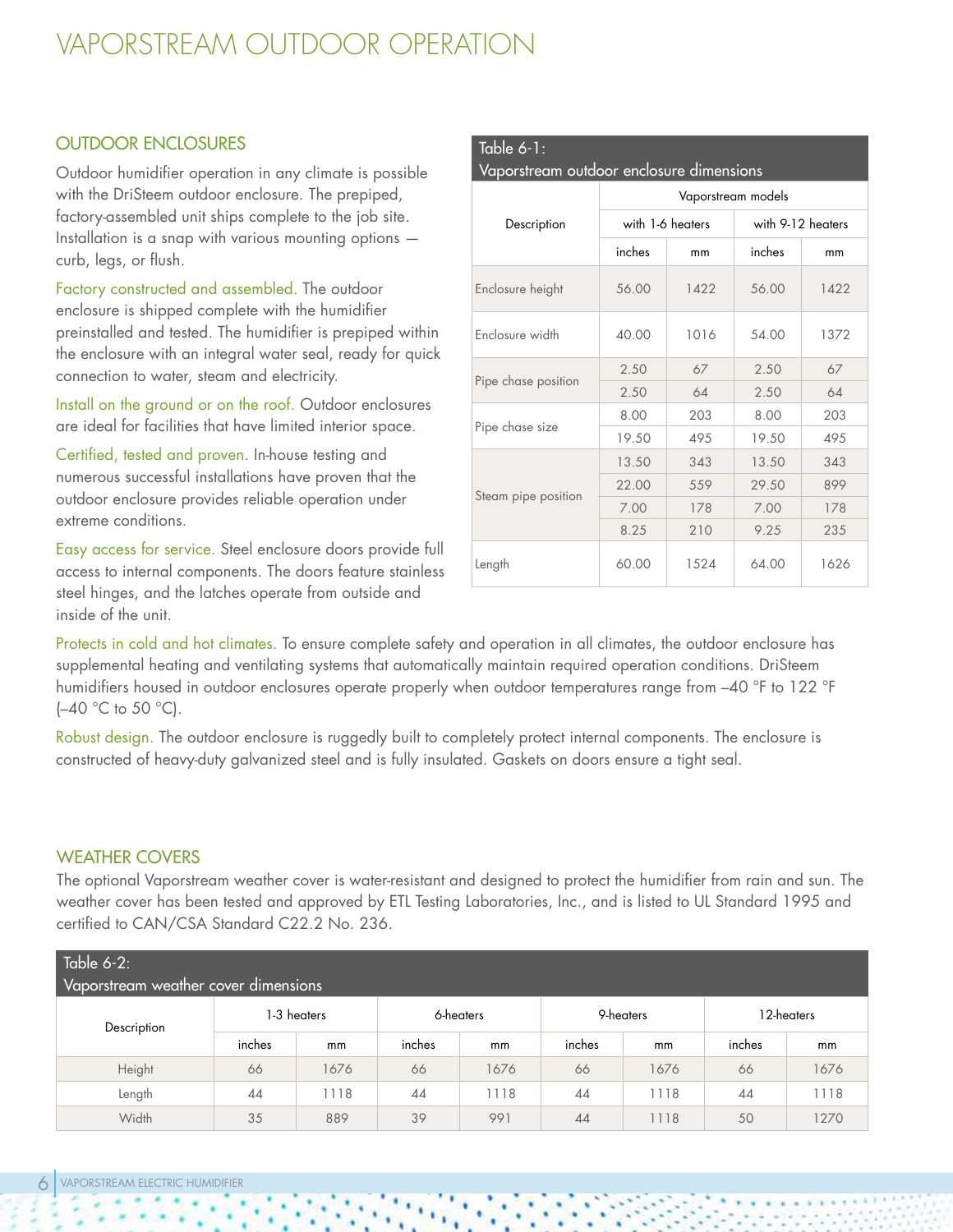# VAPORSTREAM OUTDOOR OPERATION

## OUTDOOR ENCLOSURES

Outdoor humidifier operation in any climate is possible with the DriSteem outdoor enclosure. The prepiped, factory-assembled unit ships complete to the job site. Installation is a snap with various mounting options — curb, legs, or flush.

Factory constructed and assembled. The outdoor enclosure is shipped complete with the humidifier preinstalled and tested. The humidifier is prepiped within the enclosure with an integral water seal, ready for quick connection to water, steam and electricity.

Install on the ground or on the roof. Outdoor enclosures are ideal for facilities that have limited interior space.

Certified, tested and proven. In-house testing and numerous successful installations have proven that the outdoor enclosure provides reliable operation under extreme conditions.

Easy access for service. Steel enclosure doors provide full access to internal components. The doors feature stainless steel hinges, and the latches operate from outside and inside of the unit.

**Table 6-1: Vaporstream outdoor enclosure dimensions**

| Description | Vaporstream models | | | |
|---|---|---|---|---|
| | with 1-6 heaters | | with 9-12 heaters | |
| | inches | mm | inches | mm |
| Enclosure height | 56.00 | 1422 | 56.00 | 1422 |
| Enclosure width | 40.00 | 1016 | 54.00 | 1372 |
| Pipe chase position | 2.50 | 67 | 2.50 | 67 |
| | 2.50 | 64 | 2.50 | 64 |
| Pipe chase size | 8.00 | 203 | 8.00 | 203 |
| | 19.50 | 495 | 19.50 | 495 |
| Steam pipe position | 13.50 | 343 | 13.50 | 343 |
| | 22.00 | 559 | 29.50 | 899 |
| | 7.00 | 178 | 7.00 | 178 |
| | 8.25 | 210 | 9.25 | 235 |
| Length | 60.00 | 1524 | 64.00 | 1626 |

Protects in cold and hot climates. To ensure complete safety and operation in all climates, the outdoor enclosure has supplemental heating and ventilating systems that automatically maintain required operation conditions. DriSteem humidifiers housed in outdoor enclosures operate properly when outdoor temperatures range from –40 °F to 122 °F (–40 °C to 50 °C).

Robust design. The outdoor enclosure is ruggedly built to completely protect internal components. The enclosure is constructed of heavy-duty galvanized steel and is fully insulated. Gaskets on doors ensure a tight seal.

## WEATHER COVERS

The optional Vaporstream weather cover is water-resistant and designed to protect the humidifier from rain and sun. The weather cover has been tested and approved by ETL Testing Laboratories, Inc., and is listed to UL Standard 1995 and certified to CAN/CSA Standard C22.2 No. 236.

**Table 6-2: Vaporstream weather cover dimensions**

| Description | 1-3 heaters | | 6-heaters | | 9-heaters | | 12-heaters | |
|---|---|---|---|---|---|---|---|---|
| | inches | mm | inches | mm | inches | mm | inches | mm |
| Height | 66 | 1676 | 66 | 1676 | 66 | 1676 | 66 | 1676 |
| Length | 44 | 1118 | 44 | 1118 | 44 | 1118 | 44 | 1118 |
| Width | 35 | 889 | 39 | 991 | 44 | 1118 | 50 | 1270 |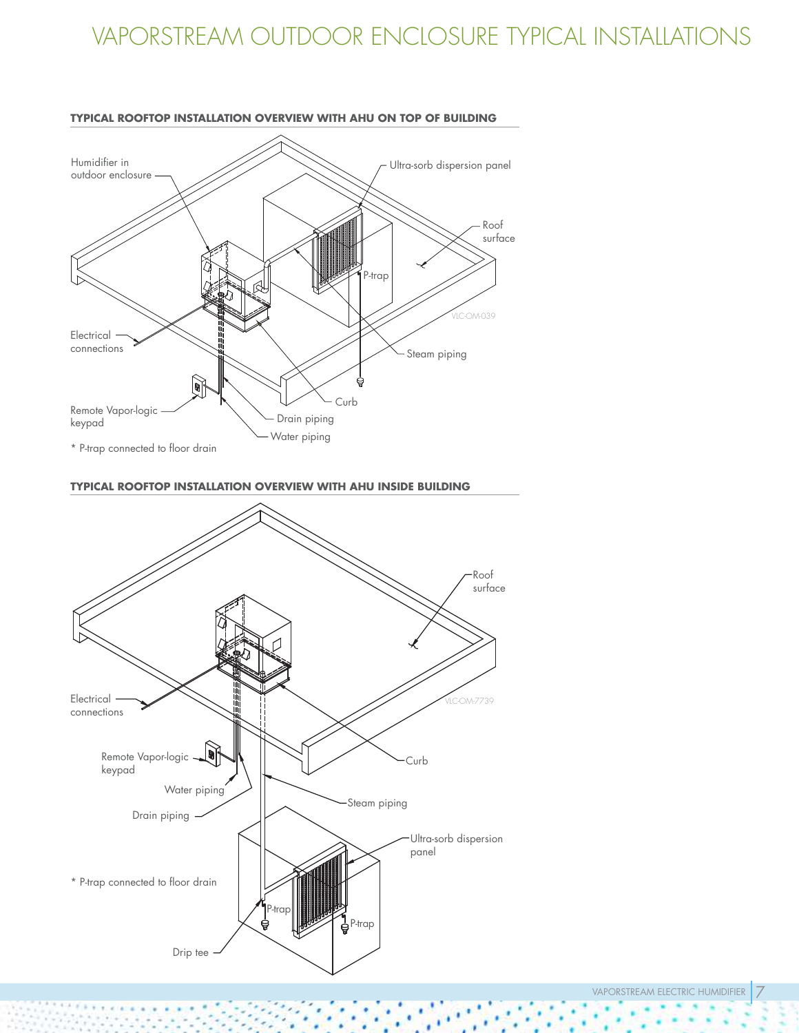# VAPORSTREAM OUTDOOR ENCLOSURE TYPICAL INSTALLATIONS

**TYPICAL ROOFTOP INSTALLATION OVERVIEW WITH AHU ON TOP OF BUILDING**

Humidifier in outdoor enclosure

Ultra-sorb dispersion panel

Roof surface

P-trap

VLC-OM-039

Steam piping

Electrical connections

Remote Vapor-logic keypad

Curb

Drain piping

Water piping

* P-trap connected to floor drain

**TYPICAL ROOFTOP INSTALLATION OVERVIEW WITH AHU INSIDE BUILDING**

Roof surface

Electrical connections

VLC-OM-7739

Remote Vapor-logic keypad

Curb

Water piping

Steam piping

Drain piping

Ultra-sorb dispersion panel

* P-trap connected to floor drain

P-trap

P-trap

Drip tee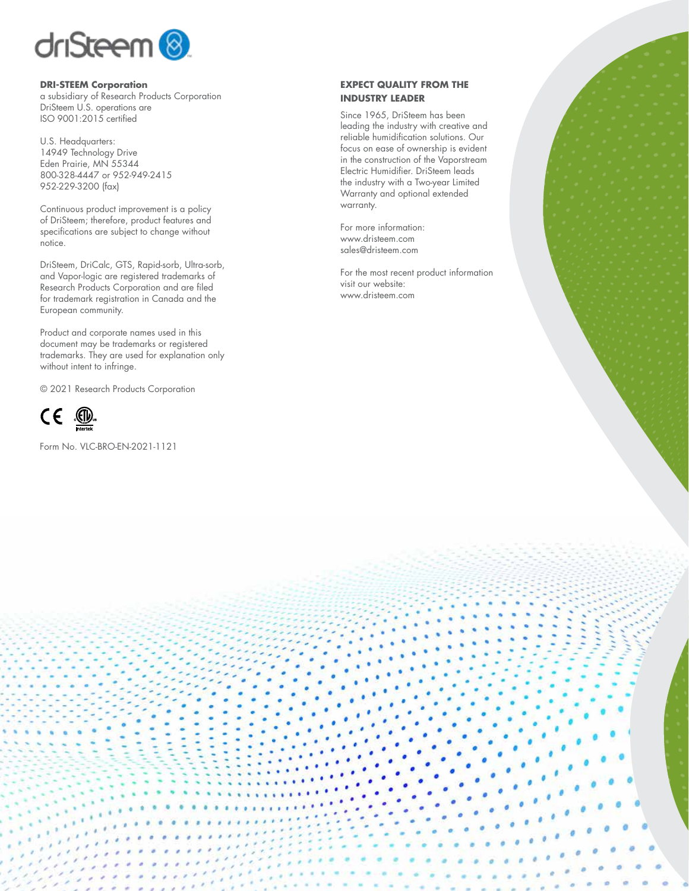driSteem

**DRI-STEEM Corporation**
a subsidiary of Research Products Corporation
DriSteem U.S. operations are
ISO 9001:2015 certified

U.S. Headquarters:
14949 Technology Drive
Eden Prairie, MN 55344
800-328-4447 or 952-949-2415
952-229-3200 (fax)

Continuous product improvement is a policy of DriSteem; therefore, product features and specifications are subject to change without notice.

DriSteem, DriCalc, GTS, Rapid-sorb, Ultra-sorb, and Vapor-logic are registered trademarks of Research Products Corporation and are filed for trademark registration in Canada and the European community.

Product and corporate names used in this document may be trademarks or registered trademarks. They are used for explanation only without intent to infringe.

© 2021 Research Products Corporation

Form No. VLC-BRO-EN-2021-1121

**EXPECT QUALITY FROM THE INDUSTRY LEADER**

Since 1965, DriSteem has been leading the industry with creative and reliable humidification solutions. Our focus on ease of ownership is evident in the construction of the Vaporstream Electric Humidifier. DriSteem leads the industry with a Two-year Limited Warranty and optional extended warranty.

For more information:
www.dristeem.com
sales@dristeem.com

For the most recent product information visit our website:
www.dristeem.com